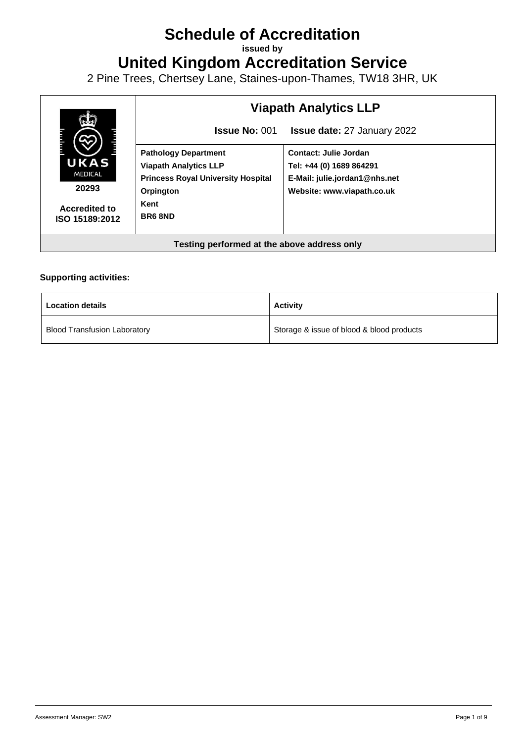# Schedule of Accreditation

**issued by**

# United Kingdom Accreditation Service

2 Pine Trees, Chertsey Lane, Staines-upon-Thames, TW18 3HR, UK

| UKAS MEDICAL 20293 Accredited to ISO 15189:2012 | **Viapath Analytics LLP** | |
|---|---|---|
| | **Issue No:** 001 | **Issue date:** 27 January 2022 |
| | **Pathology Department**<br>**Viapath Analytics LLP**<br>**Princess Royal University Hospital**<br>**Orpington**<br>**Kent**<br>**BR6 8ND** | **Contact: Julie Jordan**<br>**Tel: +44 (0) 1689 864291**<br>**E-Mail: julie.jordan1@nhs.net**<br>**Website: www.viapath.co.uk** |
| **Testing performed at the above address only** | | |

**Supporting activities:**

| Location details | Activity |
|---|---|
| Blood Transfusion Laboratory | Storage & issue of blood & blood products |

Assessment Manager: SW2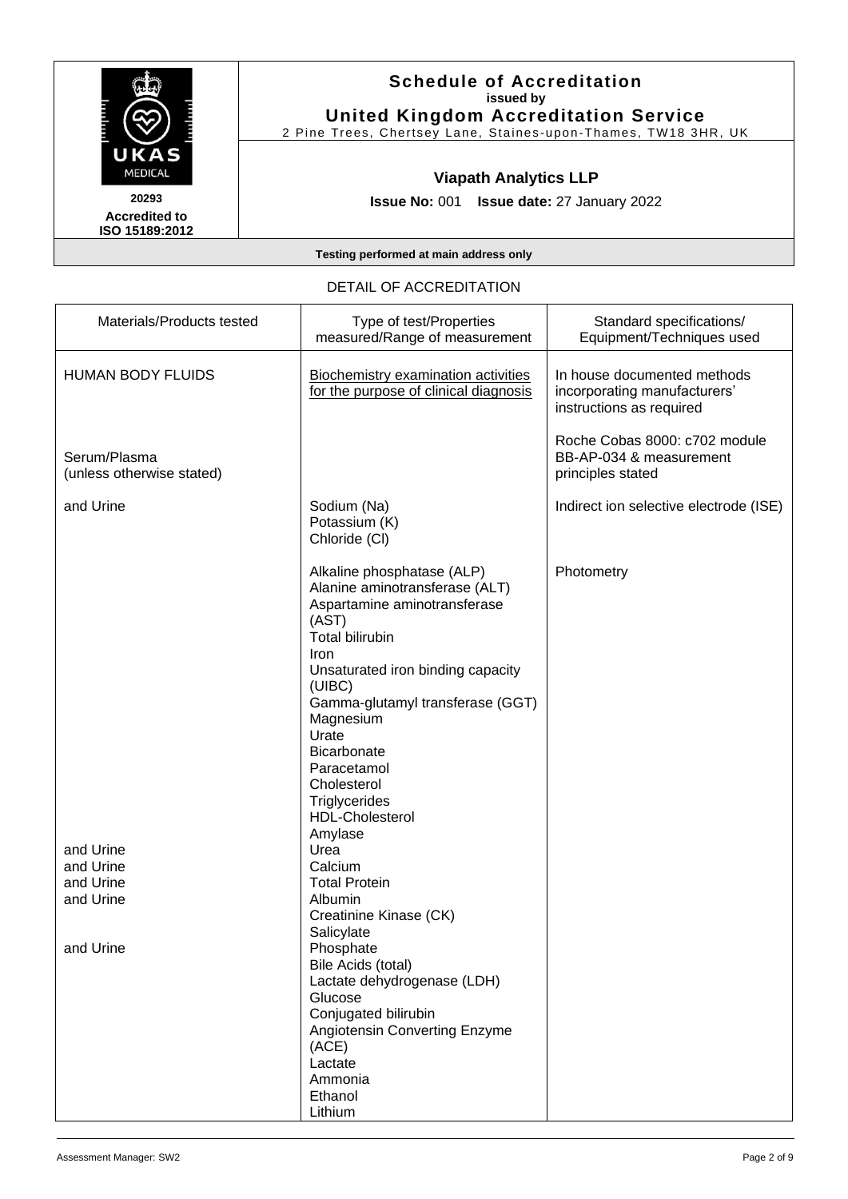**Schedule of Accreditation**
**issued by**
**United Kingdom Accreditation Service**
2 Pine Trees, Chertsey Lane, Staines-upon-Thames, TW18 3HR, UK

UKAS MEDICAL
**20293**
**Accredited to ISO 15189:2012**

**Viapath Analytics LLP**

**Issue No:** 001 **Issue date:** 27 January 2022

**Testing performed at main address only**

DETAIL OF ACCREDITATION

| Materials/Products tested | Type of test/Properties measured/Range of measurement | Standard specifications/ Equipment/Techniques used |
|---|---|---|
| HUMAN BODY FLUIDS | Biochemistry examination activities for the purpose of clinical diagnosis | In house documented methods incorporating manufacturers' instructions as required |
| Serum/Plasma (unless otherwise stated) | | Roche Cobas 8000: c702 module BB-AP-034 & measurement principles stated |
| and Urine | Sodium (Na)<br>Potassium (K)<br>Chloride (Cl) | Indirect ion selective electrode (ISE) |
| | Alkaline phosphatase (ALP)<br>Alanine aminotransferase (ALT)<br>Aspartamine aminotransferase (AST)<br>Total bilirubin<br>Iron<br>Unsaturated iron binding capacity (UIBC)<br>Gamma-glutamyl transferase (GGT)<br>Magnesium<br>Urate<br>Bicarbonate<br>Paracetamol<br>Cholesterol<br>Triglycerides<br>HDL-Cholesterol<br>Amylase | Photometry |
| and Urine | Urea | |
| and Urine | Calcium | |
| and Urine | Total Protein | |
| and Urine | Albumin | |
| | Creatinine Kinase (CK)<br>Salicylate | |
| and Urine | Phosphate | |
| | Bile Acids (total)<br>Lactate dehydrogenase (LDH)<br>Glucose<br>Conjugated bilirubin<br>Angiotensin Converting Enzyme (ACE)<br>Lactate<br>Ammonia<br>Ethanol<br>Lithium | |

Assessment Manager: SW2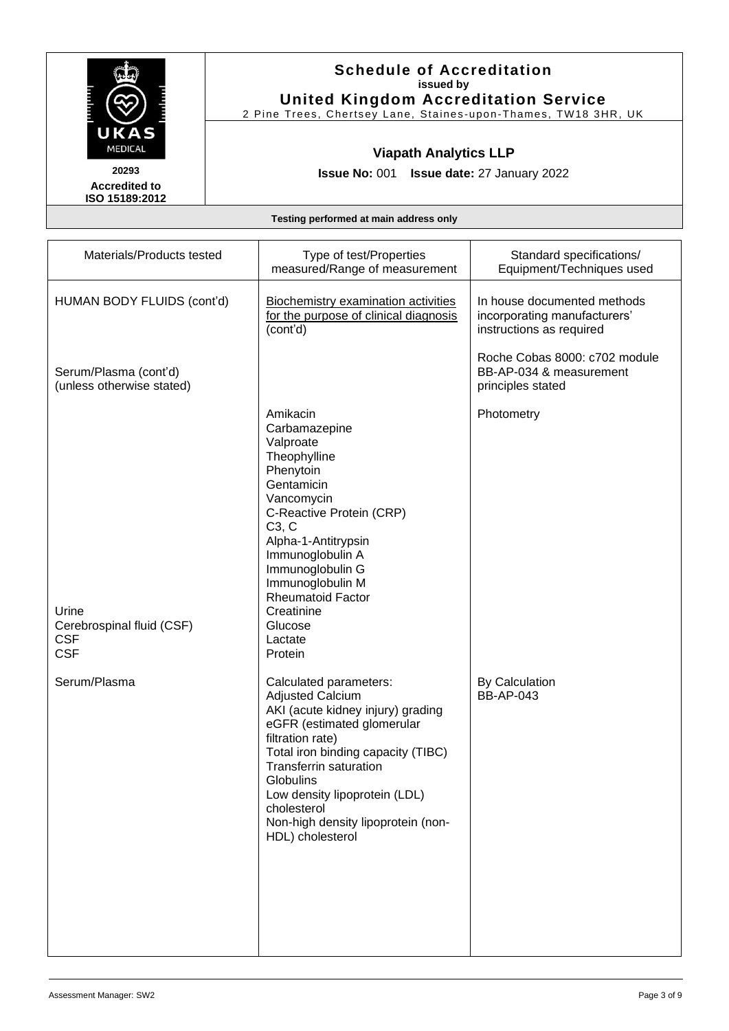# Schedule of Accreditation
**issued by**
**United Kingdom Accreditation Service**
2 Pine Trees, Chertsey Lane, Staines-upon-Thames, TW18 3HR, UK

UKAS MEDICAL
**20293**
**Accredited to ISO 15189:2012**

## Viapath Analytics LLP

**Issue No:** 001 **Issue date:** 27 January 2022

**Testing performed at main address only**

| Materials/Products tested | Type of test/Properties measured/Range of measurement | Standard specifications/ Equipment/Techniques used |
|---|---|---|
| HUMAN BODY FLUIDS (cont'd) | Biochemistry examination activities for the purpose of clinical diagnosis (cont'd) | In house documented methods incorporating manufacturers' instructions as required |
| Serum/Plasma (cont'd) (unless otherwise stated) | | Roche Cobas 8000: c702 module BB-AP-034 & measurement principles stated |
| | Amikacin<br>Carbamazepine<br>Valproate<br>Theophylline<br>Phenytoin<br>Gentamicin<br>Vancomycin<br>C-Reactive Protein (CRP)<br>C3, C<br>Alpha-1-Antitrypsin<br>Immunoglobulin A<br>Immunoglobulin G<br>Immunoglobulin M<br>Rheumatoid Factor | Photometry |
| Urine<br>Cerebrospinal fluid (CSF)<br>CSF<br>CSF | Creatinine<br>Glucose<br>Lactate<br>Protein | |
| Serum/Plasma | Calculated parameters:<br>Adjusted Calcium<br>AKI (acute kidney injury) grading<br>eGFR (estimated glomerular filtration rate)<br>Total iron binding capacity (TIBC)<br>Transferrin saturation<br>Globulins<br>Low density lipoprotein (LDL) cholesterol<br>Non-high density lipoprotein (non-HDL) cholesterol | By Calculation<br>BB-AP-043 |

Assessment Manager: SW2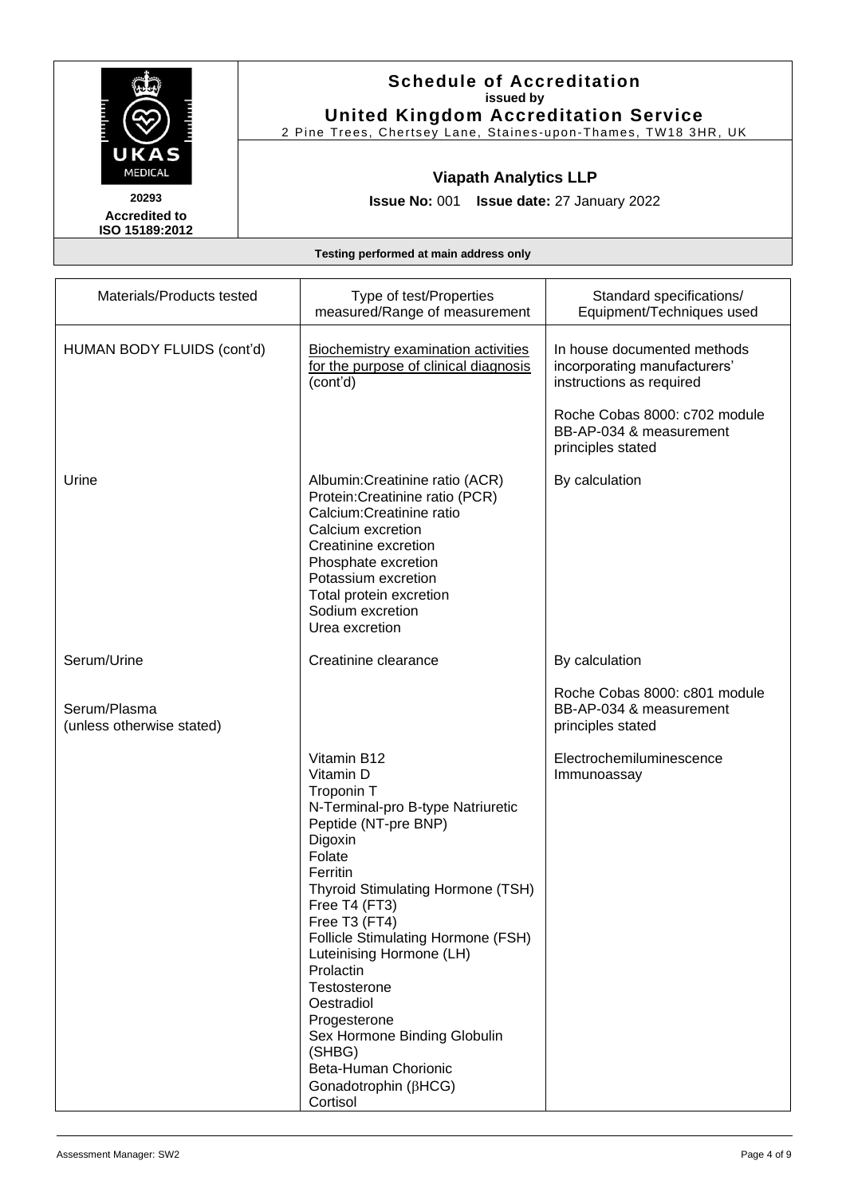**Schedule of Accreditation**
**issued by**
**United Kingdom Accreditation Service**
2 Pine Trees, Chertsey Lane, Staines-upon-Thames, TW18 3HR, UK

UKAS MEDICAL
**20293**
**Accredited to ISO 15189:2012**

**Viapath Analytics LLP**

**Issue No:** 001 **Issue date:** 27 January 2022

**Testing performed at main address only**

| Materials/Products tested | Type of test/Properties measured/Range of measurement | Standard specifications/ Equipment/Techniques used |
|---|---|---|
| HUMAN BODY FLUIDS (cont'd) | Biochemistry examination activities for the purpose of clinical diagnosis (cont'd) | In house documented methods incorporating manufacturers' instructions as required<br><br>Roche Cobas 8000: c702 module BB-AP-034 & measurement principles stated |
| Urine | Albumin:Creatinine ratio (ACR)<br>Protein:Creatinine ratio (PCR)<br>Calcium:Creatinine ratio<br>Calcium excretion<br>Creatinine excretion<br>Phosphate excretion<br>Potassium excretion<br>Total protein excretion<br>Sodium excretion<br>Urea excretion | By calculation |
| Serum/Urine | Creatinine clearance | By calculation |
| Serum/Plasma (unless otherwise stated) | | Roche Cobas 8000: c801 module BB-AP-034 & measurement principles stated |
| | Vitamin B12<br>Vitamin D<br>Troponin T<br>N-Terminal-pro B-type Natriuretic Peptide (NT-pre BNP)<br>Digoxin<br>Folate<br>Ferritin<br>Thyroid Stimulating Hormone (TSH)<br>Free T4 (FT3)<br>Free T3 (FT4)<br>Follicle Stimulating Hormone (FSH)<br>Luteinising Hormone (LH)<br>Prolactin<br>Testosterone<br>Oestradiol<br>Progesterone<br>Sex Hormone Binding Globulin (SHBG)<br>Beta-Human Chorionic Gonadotrophin (βHCG)<br>Cortisol | Electrochemiluminescence Immunoassay |

Assessment Manager: SW2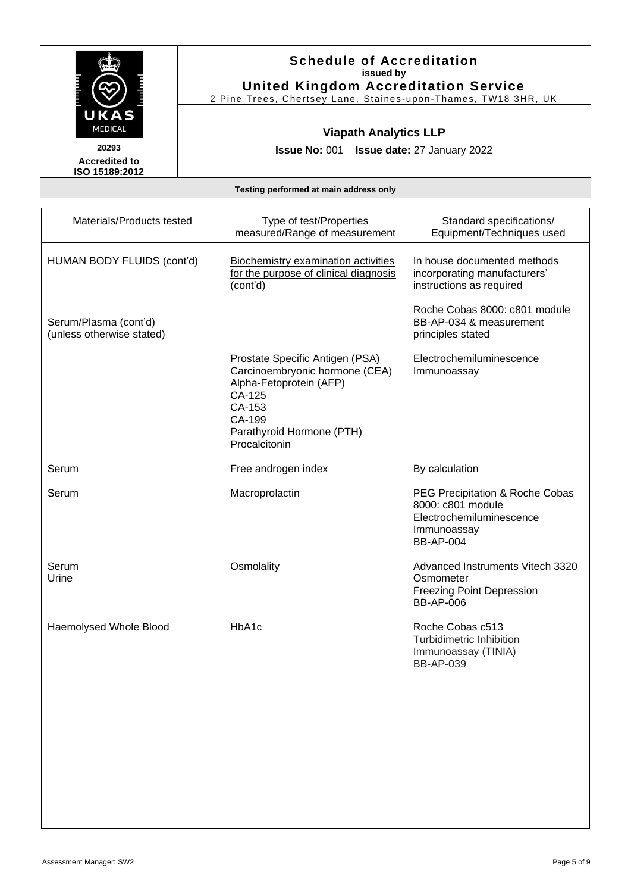**Schedule of Accreditation**
**issued by**
**United Kingdom Accreditation Service**
2 Pine Trees, Chertsey Lane, Staines-upon-Thames, TW18 3HR, UK

UKAS MEDICAL

**20293**
**Accredited to ISO 15189:2012**

**Viapath Analytics LLP**

**Issue No:** 001 **Issue date:** 27 January 2022

**Testing performed at main address only**

| Materials/Products tested | Type of test/Properties measured/Range of measurement | Standard specifications/ Equipment/Techniques used |
|---|---|---|
| HUMAN BODY FLUIDS (cont'd) | <u>Biochemistry examination activities for the purpose of clinical diagnosis (cont'd)</u> | In house documented methods incorporating manufacturers' instructions as required |
| Serum/Plasma (cont'd) (unless otherwise stated) | | Roche Cobas 8000: c801 module BB-AP-034 & measurement principles stated |
| | Prostate Specific Antigen (PSA)<br>Carcinoembryonic hormone (CEA)<br>Alpha-Fetoprotein (AFP)<br>CA-125<br>CA-153<br>CA-199<br>Parathyroid Hormone (PTH)<br>Procalcitonin | Electrochemiluminescence Immunoassay |
| Serum | Free androgen index | By calculation |
| Serum | Macroprolactin | PEG Precipitation & Roche Cobas 8000: c801 module<br>Electrochemiluminescence Immunoassay<br>BB-AP-004 |
| Serum<br>Urine | Osmolality | Advanced Instruments Vitech 3320 Osmometer<br>Freezing Point Depression<br>BB-AP-006 |
| Haemolysed Whole Blood | HbA1c | Roche Cobas c513<br>Turbidimetric Inhibition Immunoassay (TINIA)<br>BB-AP-039 |

Assessment Manager: SW2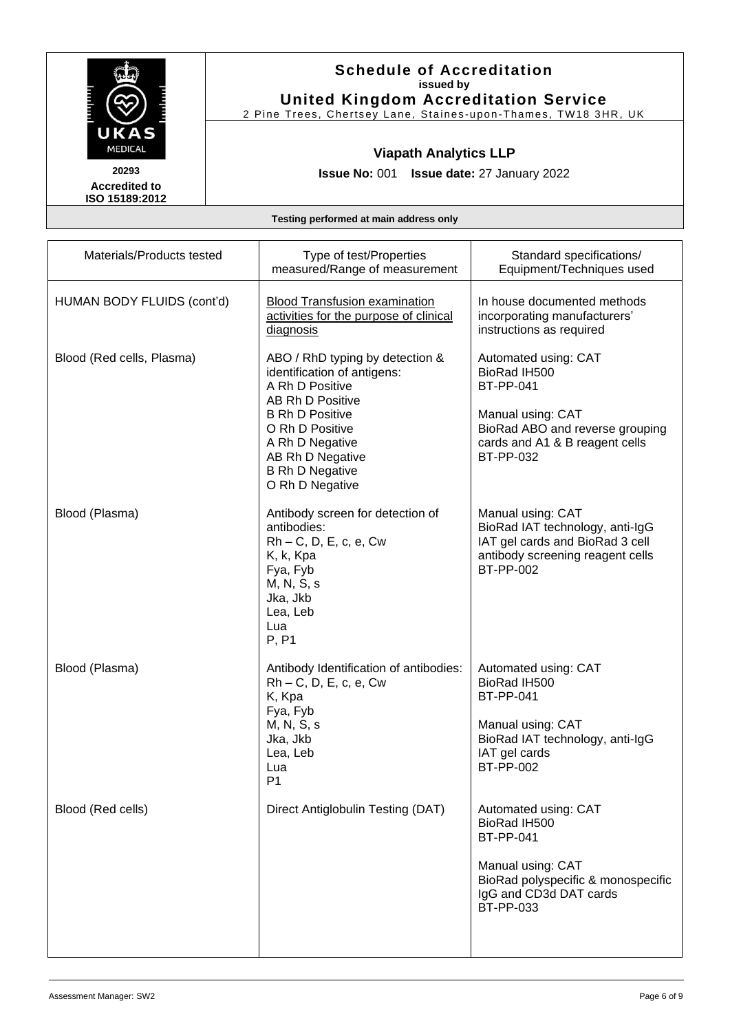**Schedule of Accreditation**
**issued by**
**United Kingdom Accreditation Service**
2 Pine Trees, Chertsey Lane, Staines-upon-Thames, TW18 3HR, UK

**20293**
**Accredited to ISO 15189:2012**

**Viapath Analytics LLP**

**Issue No:** 001 **Issue date:** 27 January 2022

**Testing performed at main address only**

| Materials/Products tested | Type of test/Properties measured/Range of measurement | Standard specifications/ Equipment/Techniques used |
|---|---|---|
| HUMAN BODY FLUIDS (cont'd) | Blood Transfusion examination activities for the purpose of clinical diagnosis | In house documented methods incorporating manufacturers' instructions as required |
| Blood (Red cells, Plasma) | ABO / RhD typing by detection & identification of antigens:<br>A Rh D Positive<br>AB Rh D Positive<br>B Rh D Positive<br>O Rh D Positive<br>A Rh D Negative<br>AB Rh D Negative<br>B Rh D Negative<br>O Rh D Negative | Automated using: CAT<br>BioRad IH500<br>BT-PP-041<br><br>Manual using: CAT<br>BioRad ABO and reverse grouping cards and A1 & B reagent cells<br>BT-PP-032 |
| Blood (Plasma) | Antibody screen for detection of antibodies:<br>Rh – C, D, E, c, e, Cw<br>K, k, Kpa<br>Fya, Fyb<br>M, N, S, s<br>Jka, Jkb<br>Lea, Leb<br>Lua<br>P, P1 | Manual using: CAT<br>BioRad IAT technology, anti-IgG IAT gel cards and BioRad 3 cell antibody screening reagent cells<br>BT-PP-002 |
| Blood (Plasma) | Antibody Identification of antibodies:<br>Rh – C, D, E, c, e, Cw<br>K, Kpa<br>Fya, Fyb<br>M, N, S, s<br>Jka, Jkb<br>Lea, Leb<br>Lua<br>P1 | Automated using: CAT<br>BioRad IH500<br>BT-PP-041<br><br>Manual using: CAT<br>BioRad IAT technology, anti-IgG IAT gel cards<br>BT-PP-002 |
| Blood (Red cells) | Direct Antiglobulin Testing (DAT) | Automated using: CAT<br>BioRad IH500<br>BT-PP-041<br><br>Manual using: CAT<br>BioRad polyspecific & monospecific IgG and CD3d DAT cards<br>BT-PP-033 |

Assessment Manager: SW2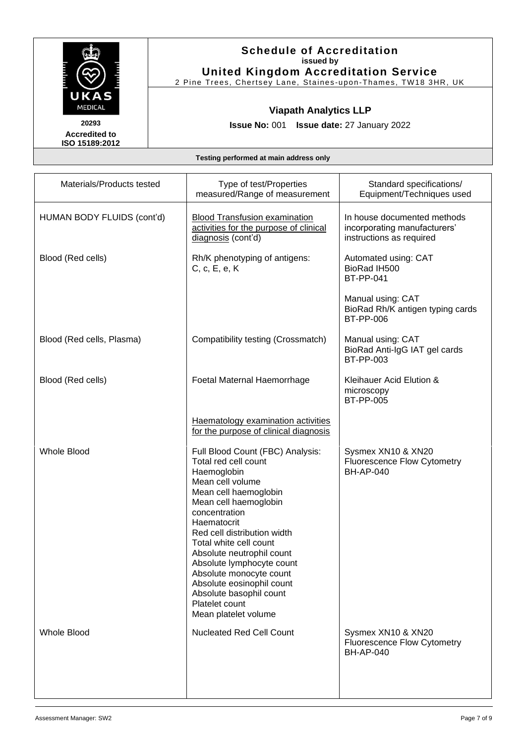**Schedule of Accreditation**
**issued by**
**United Kingdom Accreditation Service**
2 Pine Trees, Chertsey Lane, Staines-upon-Thames, TW18 3HR, UK

**20293**
**Accredited to ISO 15189:2012**

**Viapath Analytics LLP**

**Issue No:** 001 **Issue date:** 27 January 2022

**Testing performed at main address only**

| Materials/Products tested | Type of test/Properties measured/Range of measurement | Standard specifications/ Equipment/Techniques used |
|---|---|---|
| HUMAN BODY FLUIDS (cont'd) | Blood Transfusion examination activities for the purpose of clinical diagnosis (cont'd) | In house documented methods incorporating manufacturers' instructions as required |
| Blood (Red cells) | Rh/K phenotyping of antigens: C, c, E, e, K | Automated using: CAT<br>BioRad IH500<br>BT-PP-041<br><br>Manual using: CAT<br>BioRad Rh/K antigen typing cards<br>BT-PP-006 |
| Blood (Red cells, Plasma) | Compatibility testing (Crossmatch) | Manual using: CAT<br>BioRad Anti-IgG IAT gel cards<br>BT-PP-003 |
| Blood (Red cells) | Foetal Maternal Haemorrhage | Kleihauer Acid Elution & microscopy<br>BT-PP-005 |
| | Haematology examination activities for the purpose of clinical diagnosis | |
| Whole Blood | Full Blood Count (FBC) Analysis:<br>Total red cell count<br>Haemoglobin<br>Mean cell volume<br>Mean cell haemoglobin<br>Mean cell haemoglobin concentration<br>Haematocrit<br>Red cell distribution width<br>Total white cell count<br>Absolute neutrophil count<br>Absolute lymphocyte count<br>Absolute monocyte count<br>Absolute eosinophil count<br>Absolute basophil count<br>Platelet count<br>Mean platelet volume | Sysmex XN10 & XN20<br>Fluorescence Flow Cytometry<br>BH-AP-040 |
| Whole Blood | Nucleated Red Cell Count | Sysmex XN10 & XN20<br>Fluorescence Flow Cytometry<br>BH-AP-040 |

Assessment Manager: SW2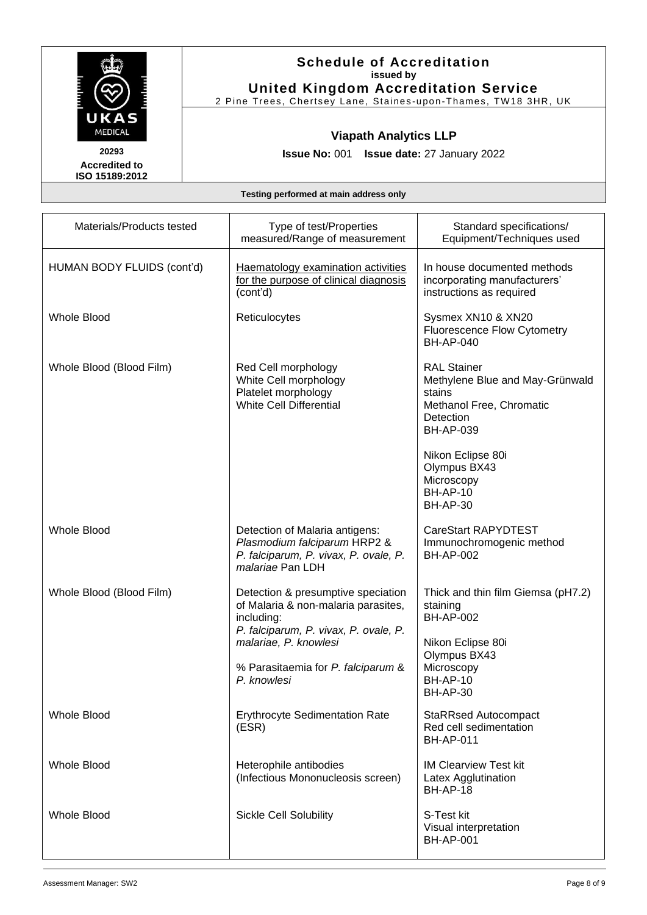**Schedule of Accreditation**
**issued by**
**United Kingdom Accreditation Service**
2 Pine Trees, Chertsey Lane, Staines-upon-Thames, TW18 3HR, UK

**20293**
**Accredited to ISO 15189:2012**

**Viapath Analytics LLP**

**Issue No:** 001 **Issue date:** 27 January 2022

**Testing performed at main address only**

| Materials/Products tested | Type of test/Properties measured/Range of measurement | Standard specifications/ Equipment/Techniques used |
|---|---|---|
| HUMAN BODY FLUIDS (cont'd) | Haematology examination activities for the purpose of clinical diagnosis (cont'd) | In house documented methods incorporating manufacturers' instructions as required |
| Whole Blood | Reticulocytes | Sysmex XN10 & XN20<br>Fluorescence Flow Cytometry<br>BH-AP-040 |
| Whole Blood (Blood Film) | Red Cell morphology<br>White Cell morphology<br>Platelet morphology<br>White Cell Differential | RAL Stainer<br>Methylene Blue and May-Grünwald stains<br>Methanol Free, Chromatic Detection<br>BH-AP-039<br><br>Nikon Eclipse 80i<br>Olympus BX43<br>Microscopy<br>BH-AP-10<br>BH-AP-30 |
| Whole Blood | Detection of Malaria antigens:<br>*Plasmodium falciparum* HRP2 &<br>*P. falciparum, P. vivax, P. ovale, P. malariae* Pan LDH | CareStart RAPYDTEST<br>Immunochromogenic method<br>BH-AP-002 |
| Whole Blood (Blood Film) | Detection & presumptive speciation of Malaria & non-malaria parasites, including:<br>*P. falciparum, P. vivax, P. ovale, P. malariae, P. knowlesi*<br><br>% Parasitaemia for *P. falciparum* & *P. knowlesi* | Thick and thin film Giemsa (pH7.2) staining<br>BH-AP-002<br><br>Nikon Eclipse 80i<br>Olympus BX43<br>Microscopy<br>BH-AP-10<br>BH-AP-30 |
| Whole Blood | Erythrocyte Sedimentation Rate (ESR) | StaRRsed Autocompact<br>Red cell sedimentation<br>BH-AP-011 |
| Whole Blood | Heterophile antibodies<br>(Infectious Mononucleosis screen) | IM Clearview Test kit<br>Latex Agglutination<br>BH-AP-18 |
| Whole Blood | Sickle Cell Solubility | S-Test kit<br>Visual interpretation<br>BH-AP-001 |

Assessment Manager: SW2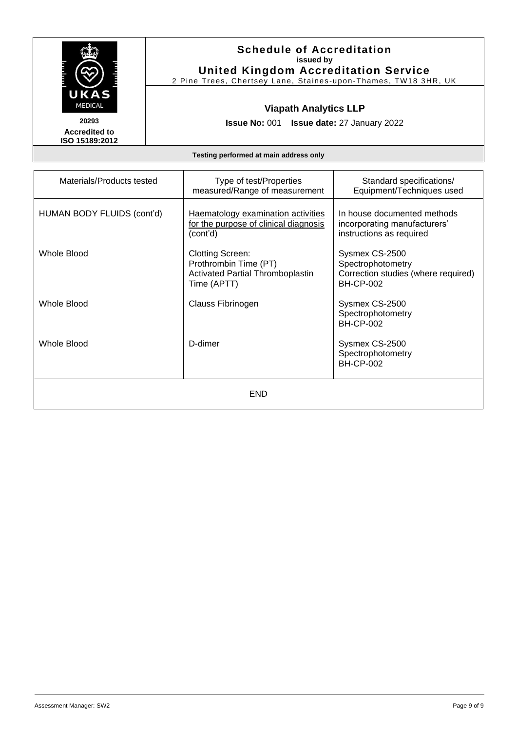**Schedule of Accreditation**
**issued by**
**United Kingdom Accreditation Service**
2 Pine Trees, Chertsey Lane, Staines-upon-Thames, TW18 3HR, UK

UKAS MEDICAL

**20293**
**Accredited to ISO 15189:2012**

**Viapath Analytics LLP**

**Issue No:** 001 **Issue date:** 27 January 2022

**Testing performed at main address only**

| Materials/Products tested | Type of test/Properties measured/Range of measurement | Standard specifications/ Equipment/Techniques used |
|---|---|---|
| HUMAN BODY FLUIDS (cont'd) | Haematology examination activities for the purpose of clinical diagnosis (cont'd) | In house documented methods incorporating manufacturers' instructions as required |
| Whole Blood | Clotting Screen: Prothrombin Time (PT) Activated Partial Thromboplastin Time (APTT) | Sysmex CS-2500 Spectrophotometry Correction studies (where required) BH-CP-002 |
| Whole Blood | Clauss Fibrinogen | Sysmex CS-2500 Spectrophotometry BH-CP-002 |
| Whole Blood | D-dimer | Sysmex CS-2500 Spectrophotometry BH-CP-002 |

END

Assessment Manager: SW2